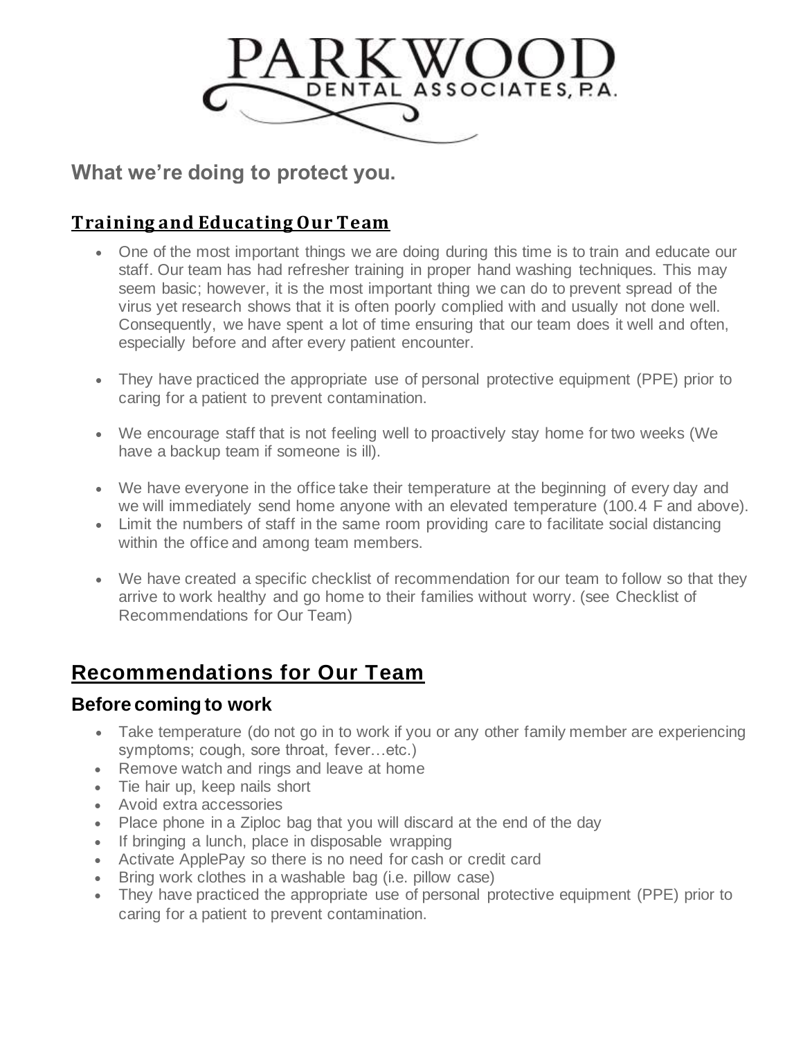# PARKWOOD
DENTAL ASSOCIATES, P.A.

## What we're doing to protect you.

### Training and Educating Our Team

- One of the most important things we are doing during this time is to train and educate our staff. Our team has had refresher training in proper hand washing techniques. This may seem basic; however, it is the most important thing we can do to prevent spread of the virus yet research shows that it is often poorly complied with and usually not done well. Consequently, we have spent a lot of time ensuring that our team does it well and often, especially before and after every patient encounter.

- They have practiced the appropriate use of personal protective equipment (PPE) prior to caring for a patient to prevent contamination.

- We encourage staff that is not feeling well to proactively stay home for two weeks (We have a backup team if someone is ill).

- We have everyone in the office take their temperature at the beginning of every day and we will immediately send home anyone with an elevated temperature (100.4 F and above).
- Limit the numbers of staff in the same room providing care to facilitate social distancing within the office and among team members.

- We have created a specific checklist of recommendation for our team to follow so that they arrive to work healthy and go home to their families without worry. (see Checklist of Recommendations for Our Team)

## Recommendations for Our Team

### Before coming to work

- Take temperature (do not go in to work if you or any other family member are experiencing symptoms; cough, sore throat, fever…etc.)
- Remove watch and rings and leave at home
- Tie hair up, keep nails short
- Avoid extra accessories
- Place phone in a Ziploc bag that you will discard at the end of the day
- If bringing a lunch, place in disposable wrapping
- Activate ApplePay so there is no need for cash or credit card
- Bring work clothes in a washable bag (i.e. pillow case)
- They have practiced the appropriate use of personal protective equipment (PPE) prior to caring for a patient to prevent contamination.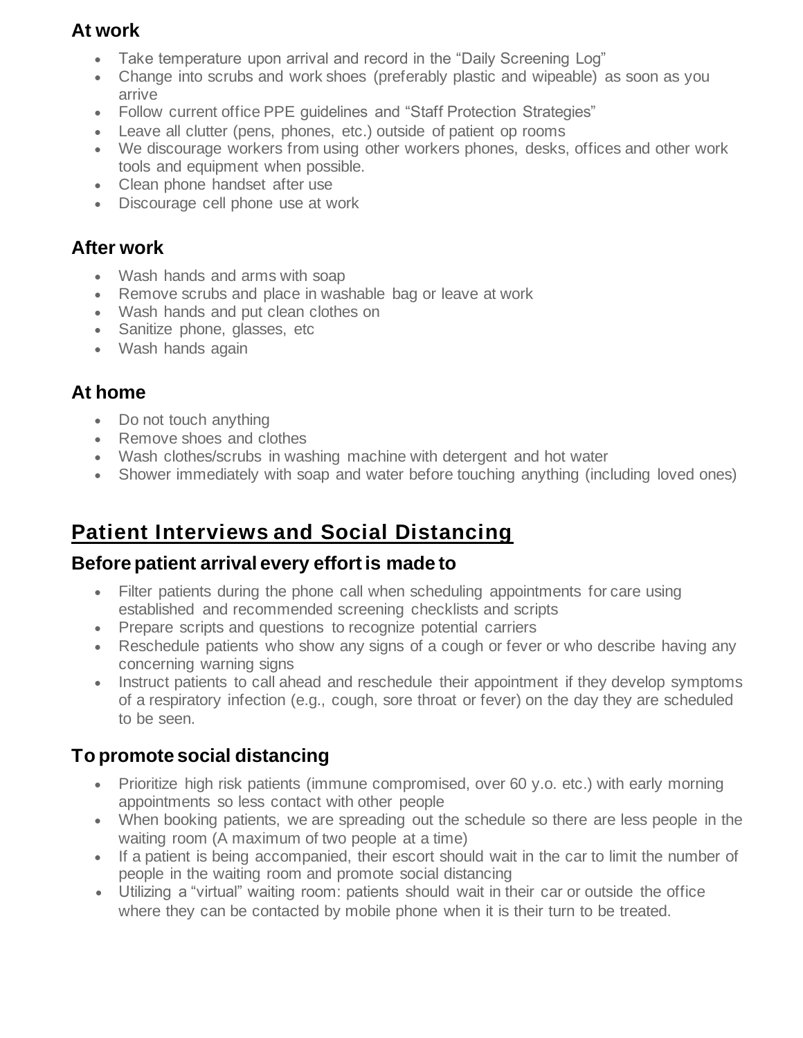### At work

- Take temperature upon arrival and record in the “Daily Screening Log”
- Change into scrubs and work shoes (preferably plastic and wipeable) as soon as you arrive
- Follow current office PPE guidelines and “Staff Protection Strategies”
- Leave all clutter (pens, phones, etc.) outside of patient op rooms
- We discourage workers from using other workers phones, desks, offices and other work tools and equipment when possible.
- Clean phone handset after use
- Discourage cell phone use at work

### After work

- Wash hands and arms with soap
- Remove scrubs and place in washable bag or leave at work
- Wash hands and put clean clothes on
- Sanitize phone, glasses, etc
- Wash hands again

### At home

- Do not touch anything
- Remove shoes and clothes
- Wash clothes/scrubs in washing machine with detergent and hot water
- Shower immediately with soap and water before touching anything (including loved ones)

## Patient Interviews and Social Distancing

### Before patient arrival every effort is made to

- Filter patients during the phone call when scheduling appointments for care using established and recommended screening checklists and scripts
- Prepare scripts and questions to recognize potential carriers
- Reschedule patients who show any signs of a cough or fever or who describe having any concerning warning signs
- Instruct patients to call ahead and reschedule their appointment if they develop symptoms of a respiratory infection (e.g., cough, sore throat or fever) on the day they are scheduled to be seen.

### To promote social distancing

- Prioritize high risk patients (immune compromised, over 60 y.o. etc.) with early morning appointments so less contact with other people
- When booking patients, we are spreading out the schedule so there are less people in the waiting room (A maximum of two people at a time)
- If a patient is being accompanied, their escort should wait in the car to limit the number of people in the waiting room and promote social distancing
- Utilizing a “virtual” waiting room: patients should wait in their car or outside the office where they can be contacted by mobile phone when it is their turn to be treated.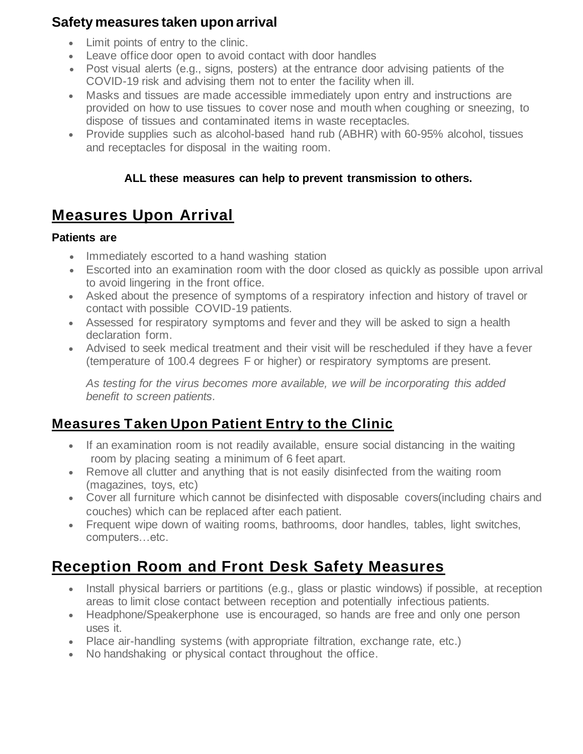### Safety measures taken upon arrival

- Limit points of entry to the clinic.
- Leave office door open to avoid contact with door handles
- Post visual alerts (e.g., signs, posters) at the entrance door advising patients of the COVID-19 risk and advising them not to enter the facility when ill.
- Masks and tissues are made accessible immediately upon entry and instructions are provided on how to use tissues to cover nose and mouth when coughing or sneezing, to dispose of tissues and contaminated items in waste receptacles.
- Provide supplies such as alcohol-based hand rub (ABHR) with 60-95% alcohol, tissues and receptacles for disposal in the waiting room.

**ALL these measures can help to prevent transmission to others.**

## Measures Upon Arrival

**Patients are**

- Immediately escorted to a hand washing station
- Escorted into an examination room with the door closed as quickly as possible upon arrival to avoid lingering in the front office.
- Asked about the presence of symptoms of a respiratory infection and history of travel or contact with possible COVID-19 patients.
- Assessed for respiratory symptoms and fever and they will be asked to sign a health declaration form.
- Advised to seek medical treatment and their visit will be rescheduled if they have a fever (temperature of 100.4 degrees F or higher) or respiratory symptoms are present.

  *As testing for the virus becomes more available, we will be incorporating this added benefit to screen patients.*

## Measures Taken Upon Patient Entry to the Clinic

- If an examination room is not readily available, ensure social distancing in the waiting room by placing seating a minimum of 6 feet apart.
- Remove all clutter and anything that is not easily disinfected from the waiting room (magazines, toys, etc)
- Cover all furniture which cannot be disinfected with disposable covers(including chairs and couches) which can be replaced after each patient.
- Frequent wipe down of waiting rooms, bathrooms, door handles, tables, light switches, computers…etc.

## Reception Room and Front Desk Safety Measures

- Install physical barriers or partitions (e.g., glass or plastic windows) if possible, at reception areas to limit close contact between reception and potentially infectious patients.
- Headphone/Speakerphone use is encouraged, so hands are free and only one person uses it.
- Place air-handling systems (with appropriate filtration, exchange rate, etc.)
- No handshaking or physical contact throughout the office.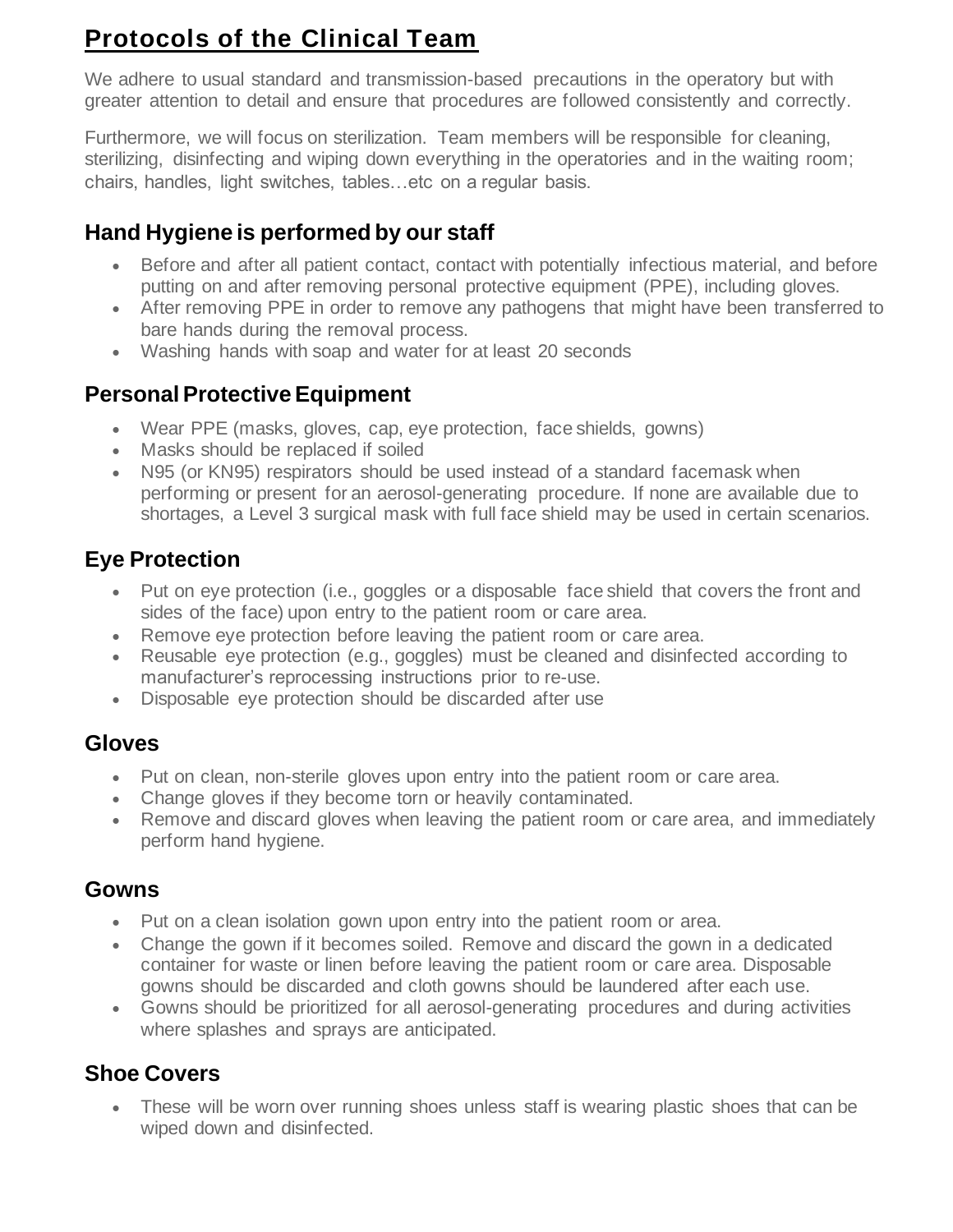# Protocols of the Clinical Team

We adhere to usual standard and transmission-based precautions in the operatory but with greater attention to detail and ensure that procedures are followed consistently and correctly.

Furthermore, we will focus on sterilization. Team members will be responsible for cleaning, sterilizing, disinfecting and wiping down everything in the operatories and in the waiting room; chairs, handles, light switches, tables…etc on a regular basis.

## Hand Hygiene is performed by our staff

- Before and after all patient contact, contact with potentially infectious material, and before putting on and after removing personal protective equipment (PPE), including gloves.
- After removing PPE in order to remove any pathogens that might have been transferred to bare hands during the removal process.
- Washing hands with soap and water for at least 20 seconds

## Personal Protective Equipment

- Wear PPE (masks, gloves, cap, eye protection, face shields, gowns)
- Masks should be replaced if soiled
- N95 (or KN95) respirators should be used instead of a standard facemask when performing or present for an aerosol-generating procedure. If none are available due to shortages, a Level 3 surgical mask with full face shield may be used in certain scenarios.

## Eye Protection

- Put on eye protection (i.e., goggles or a disposable face shield that covers the front and sides of the face) upon entry to the patient room or care area.
- Remove eye protection before leaving the patient room or care area.
- Reusable eye protection (e.g., goggles) must be cleaned and disinfected according to manufacturer's reprocessing instructions prior to re-use.
- Disposable eye protection should be discarded after use

## Gloves

- Put on clean, non-sterile gloves upon entry into the patient room or care area.
- Change gloves if they become torn or heavily contaminated.
- Remove and discard gloves when leaving the patient room or care area, and immediately perform hand hygiene.

## Gowns

- Put on a clean isolation gown upon entry into the patient room or area.
- Change the gown if it becomes soiled. Remove and discard the gown in a dedicated container for waste or linen before leaving the patient room or care area. Disposable gowns should be discarded and cloth gowns should be laundered after each use.
- Gowns should be prioritized for all aerosol-generating procedures and during activities where splashes and sprays are anticipated.

## Shoe Covers

- These will be worn over running shoes unless staff is wearing plastic shoes that can be wiped down and disinfected.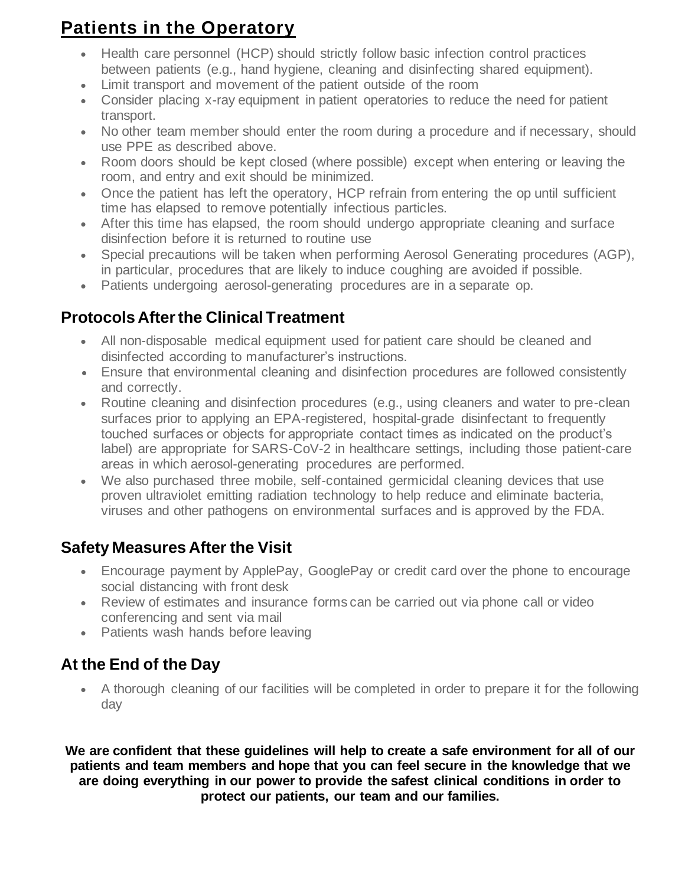## Patients in the Operatory

- Health care personnel (HCP) should strictly follow basic infection control practices between patients (e.g., hand hygiene, cleaning and disinfecting shared equipment).
- Limit transport and movement of the patient outside of the room
- Consider placing x-ray equipment in patient operatories to reduce the need for patient transport.
- No other team member should enter the room during a procedure and if necessary, should use PPE as described above.
- Room doors should be kept closed (where possible) except when entering or leaving the room, and entry and exit should be minimized.
- Once the patient has left the operatory, HCP refrain from entering the op until sufficient time has elapsed to remove potentially infectious particles.
- After this time has elapsed, the room should undergo appropriate cleaning and surface disinfection before it is returned to routine use
- Special precautions will be taken when performing Aerosol Generating procedures (AGP), in particular, procedures that are likely to induce coughing are avoided if possible.
- Patients undergoing aerosol-generating procedures are in a separate op.

### Protocols After the Clinical Treatment

- All non-disposable medical equipment used for patient care should be cleaned and disinfected according to manufacturer's instructions.
- Ensure that environmental cleaning and disinfection procedures are followed consistently and correctly.
- Routine cleaning and disinfection procedures (e.g., using cleaners and water to pre-clean surfaces prior to applying an EPA-registered, hospital-grade disinfectant to frequently touched surfaces or objects for appropriate contact times as indicated on the product's label) are appropriate for SARS-CoV-2 in healthcare settings, including those patient-care areas in which aerosol-generating procedures are performed.
- We also purchased three mobile, self-contained germicidal cleaning devices that use proven ultraviolet emitting radiation technology to help reduce and eliminate bacteria, viruses and other pathogens on environmental surfaces and is approved by the FDA.

### Safety Measures After the Visit

- Encourage payment by ApplePay, GooglePay or credit card over the phone to encourage social distancing with front desk
- Review of estimates and insurance forms can be carried out via phone call or video conferencing and sent via mail
- Patients wash hands before leaving

### At the End of the Day

- A thorough cleaning of our facilities will be completed in order to prepare it for the following day

**We are confident that these guidelines will help to create a safe environment for all of our patients and team members and hope that you can feel secure in the knowledge that we are doing everything in our power to provide the safest clinical conditions in order to protect our patients, our team and our families.**